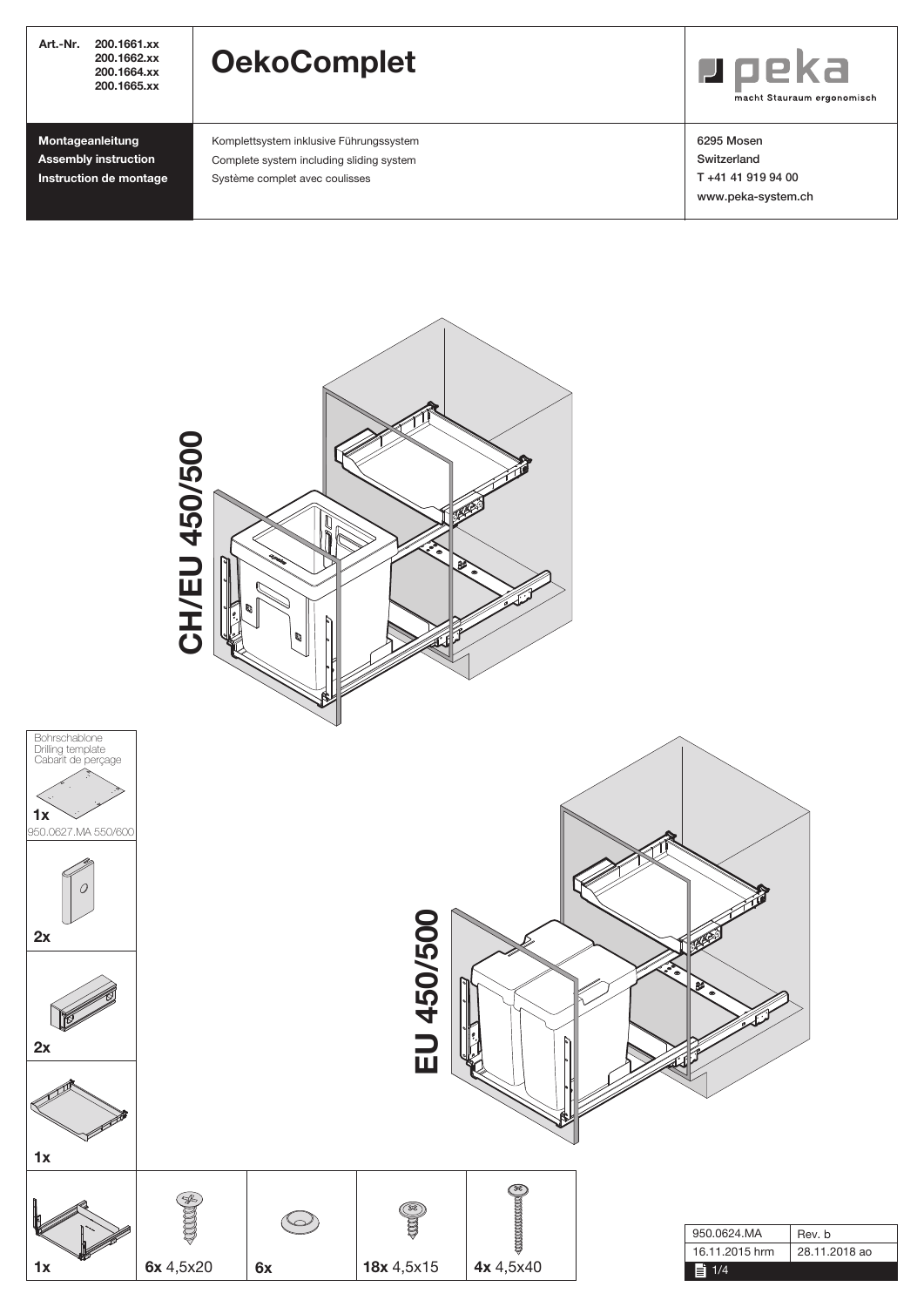| Art.-Nr. 200.1661.xx 200.1662.xx 200.1664.xx 200.1665.xx | **OekoComplet** | peka macht Stauraum ergonomisch |
|---|---|---|
| **Montageanleitung** **Assembly instruction** **Instruction de montage** | Komplettsystem inklusive Führungssystem Complete system including sliding system Système complet avec coulisses | 6295 Mosen Switzerland T +41 41 919 94 00 www.peka-system.ch |

**CH/EU 450/500**

**EU 450/500**

Bohrschablone
Drilling template
Gabarit de perçage

**1x** 950.0627.MA 550/600

**2x**

**2x**

**1x**

| **1x** | **6x** 4,5x20 | **6x** | **18x** 4,5x15 | **4x** 4,5x40 |
|---|---|---|---|---|

| 950.0624.MA | Rev. b |
|---|---|
| 16.11.2015 hrm | 28.11.2018 ao |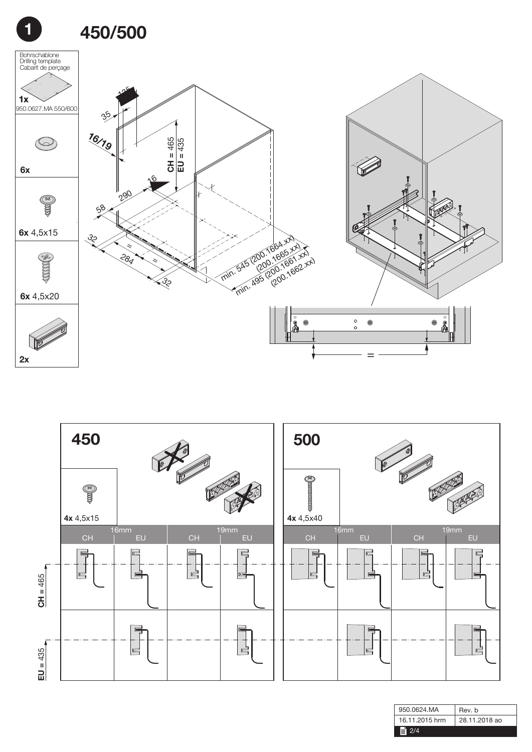# 1 450/500

Bohrschablone
Drilling template
Cabarit de perçage

1x
950.0627.MA 550/600

6x

6x 4,5x15

6x 4,5x20

2x

135
35
16/19
CH = 465
EU = 435
16
290
58
32
284
=
=
32
min. 545 (200.1664.xx)
(200.1665.xx)
min. 495 (200.1661.xx)
(200.1662.xx)

=

## 450

4x 4,5x15

| 16mm | | 19mm | |
|---|---|---|---|
| CH | EU | CH | EU |

CH = 465

EU = 435

## 500

4x 4,5x40

| 16mm | | 19mm | |
|---|---|---|---|
| CH | EU | CH | EU |

| 950.0624.MA | Rev. b |
|---|---|
| 16.11.2015 hrm | 28.11.2018 ao |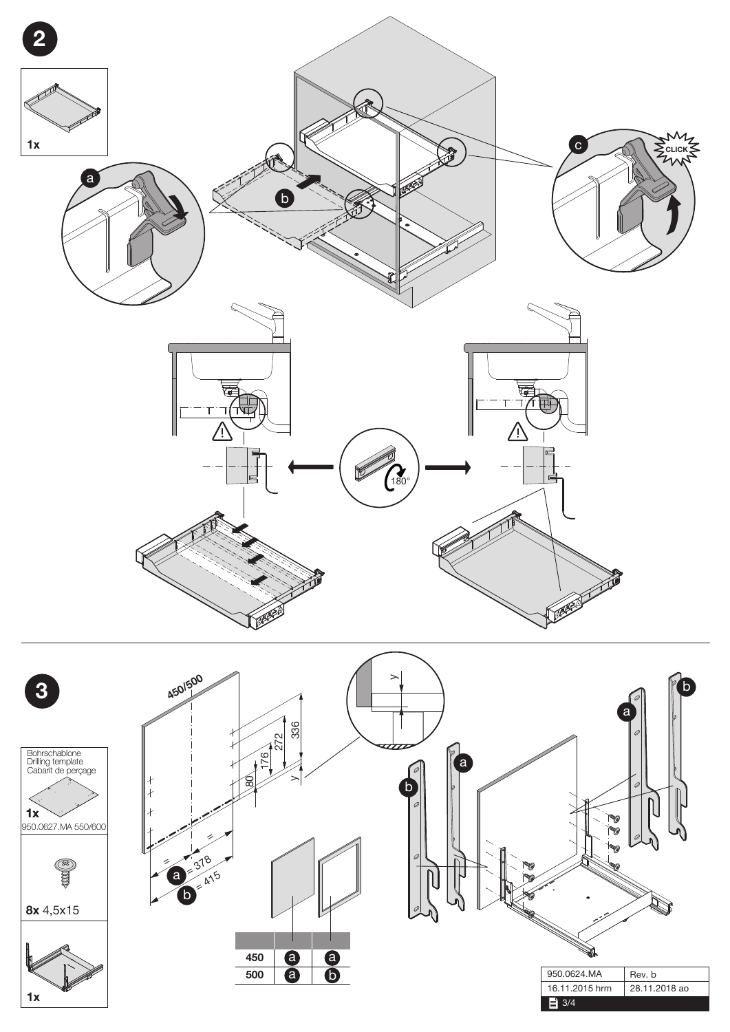## 2

1x

a

b

c

CLICK

180°

## 3

Bohrschablone
Drilling template
Cabarit de perçage

1x
950.0627.MA 550/600

8x 4,5x15

1x

450/500

336

272

176

80

y

a = 378

b = 415

| | | |
|---|---|---|
| 450 | a | a |
| 500 | a | b |

| | |
|---|---|
| 950.0624.MA | Rev. b |
| 16.11.2015 hrm | 28.11.2018 ao |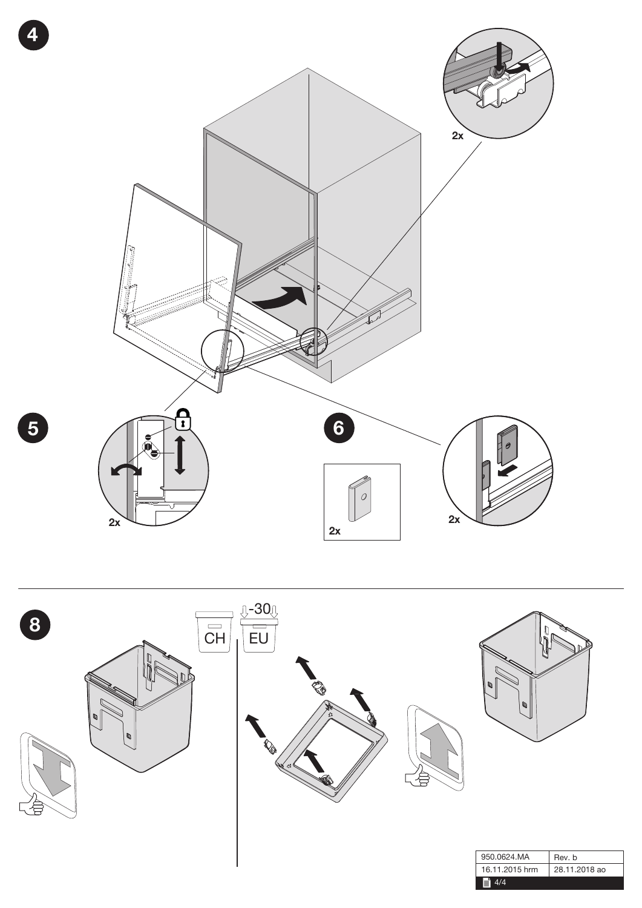4

2x

5

2x

6

2x

2x

8

CH

-30

EU

| | |
|---|---|
| 950.0624.MA | Rev. b |
| 16.11.2015 hrm | 28.11.2018 ao |
| 4/4 | |